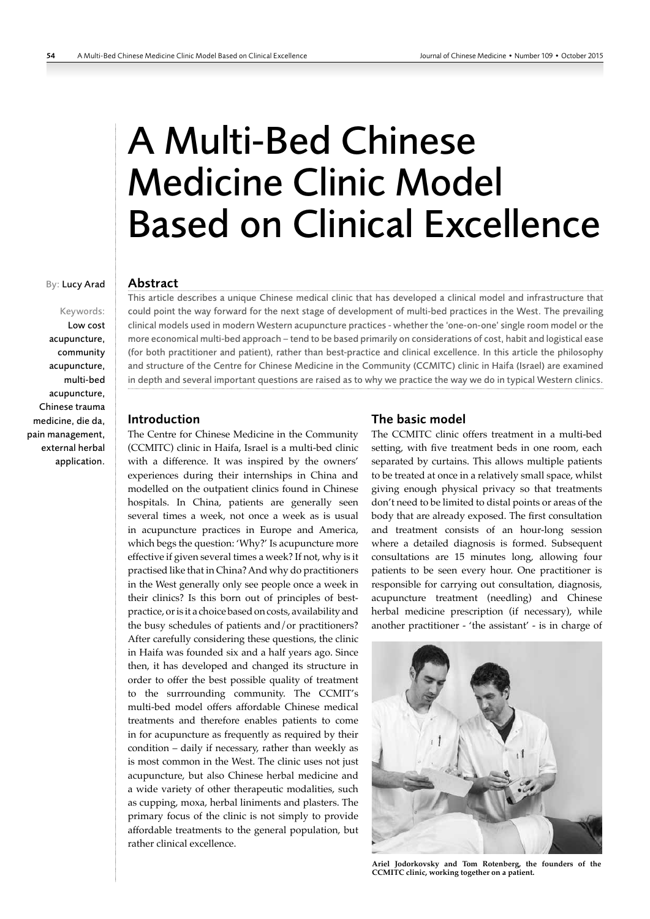# A Multi-Bed Chinese Medicine Clinic Model Based on Clinical Excellence

By: Lucy Arad

Keywords: Low cost acupuncture, community acupuncture, multi-bed acupuncture, Chinese trauma medicine, die da, pain management, external herbal application.

## Abstract

This article describes a unique Chinese medical clinic that has developed a clinical model and infrastructure that could point the way forward for the next stage of development of multi-bed practices in the West. The prevailing clinical models used in modern Western acupuncture practices - whether the 'one-on-one' single room model or the more economical multi-bed approach – tend to be based primarily on considerations of cost, habit and logistical ease (for both practitioner and patient), rather than best-practice and clinical excellence. In this article the philosophy and structure of the Centre for Chinese Medicine in the Community (CCMITC) clinic in Haifa (Israel) are examined in depth and several important questions are raised as to why we practice the way we do in typical Western clinics.

## Introduction

The Centre for Chinese Medicine in the Community (CCMITC) clinic in Haifa, Israel is a multi-bed clinic with a difference. It was inspired by the owners' experiences during their internships in China and modelled on the outpatient clinics found in Chinese hospitals. In China, patients are generally seen several times a week, not once a week as is usual in acupuncture practices in Europe and America, which begs the question: 'Why?' Is acupuncture more effective if given several times a week? If not, why is it practised like that in China? And why do practitioners in the West generally only see people once a week in their clinics? Is this born out of principles of best-practice, or is it a choice based on costs, availability and the busy schedules of patients and/or practitioners? After carefully considering these questions, the clinic in Haifa was founded six and a half years ago. Since then, it has developed and changed its structure in order to offer the best possible quality of treatment to the surrrounding community. The CCMIT's multi-bed model offers affordable Chinese medical treatments and therefore enables patients to come in for acupuncture as frequently as required by their condition – daily if necessary, rather than weekly as is most common in the West. The clinic uses not just acupuncture, but also Chinese herbal medicine and a wide variety of other therapeutic modalities, such as cupping, moxa, herbal liniments and plasters. The primary focus of the clinic is not simply to provide affordable treatments to the general population, but rather clinical excellence.

## The basic model

The CCMITC clinic offers treatment in a multi-bed setting, with five treatment beds in one room, each separated by curtains. This allows multiple patients to be treated at once in a relatively small space, whilst giving enough physical privacy so that treatments don't need to be limited to distal points or areas of the body that are already exposed. The first consultation and treatment consists of an hour-long session where a detailed diagnosis is formed. Subsequent consultations are 15 minutes long, allowing four patients to be seen every hour. One practitioner is responsible for carrying out consultation, diagnosis, acupuncture treatment (needling) and Chinese herbal medicine prescription (if necessary), while another practitioner - 'the assistant' - is in charge of

**Ariel Jodorkovsky and Tom Rotenberg, the founders of the CCMITC clinic, working together on a patient.**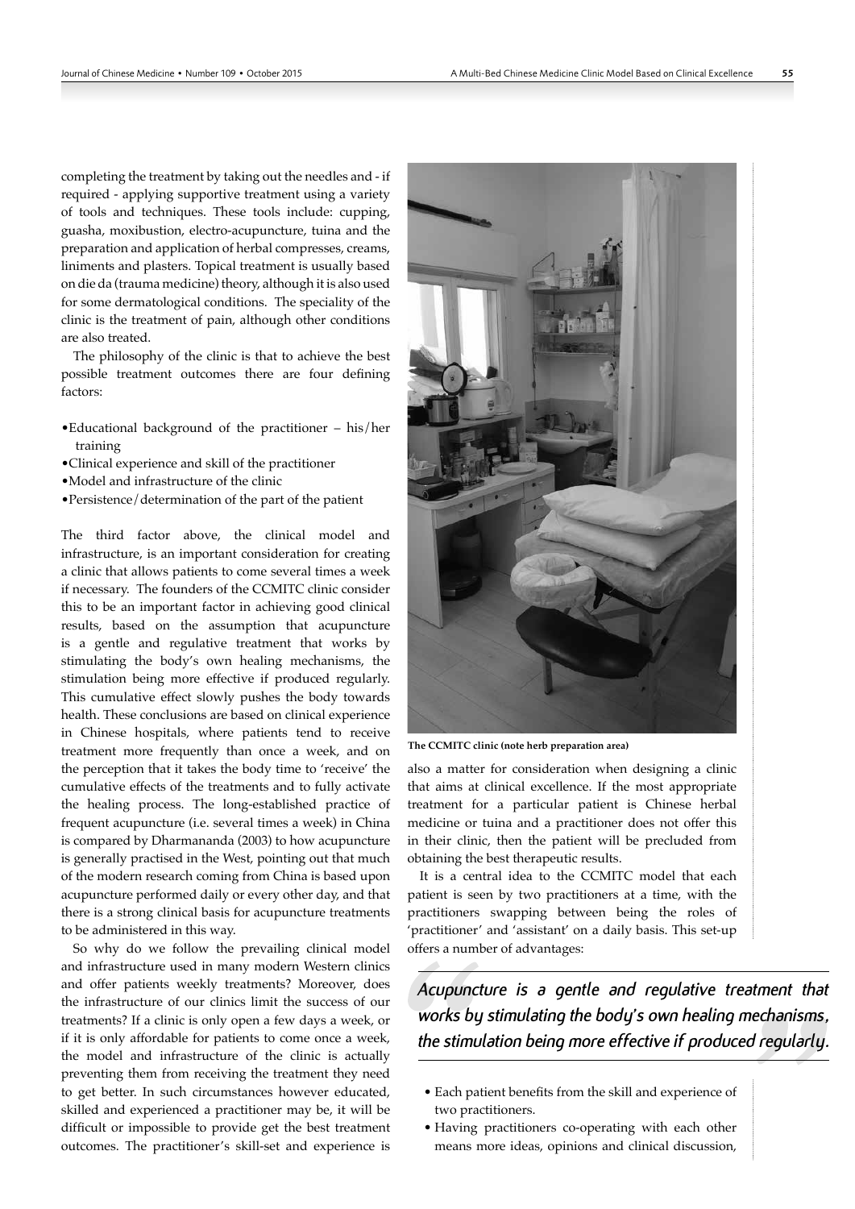completing the treatment by taking out the needles and - if required - applying supportive treatment using a variety of tools and techniques. These tools include: cupping, guasha, moxibustion, electro-acupuncture, tuina and the preparation and application of herbal compresses, creams, liniments and plasters. Topical treatment is usually based on die da (trauma medicine) theory, although it is also used for some dermatological conditions. The speciality of the clinic is the treatment of pain, although other conditions are also treated.

The philosophy of the clinic is that to achieve the best possible treatment outcomes there are four defining factors:

- Educational background of the practitioner – his/her training
- Clinical experience and skill of the practitioner
- Model and infrastructure of the clinic
- Persistence/determination of the part of the patient

The third factor above, the clinical model and infrastructure, is an important consideration for creating a clinic that allows patients to come several times a week if necessary. The founders of the CCMITC clinic consider this to be an important factor in achieving good clinical results, based on the assumption that acupuncture is a gentle and regulative treatment that works by stimulating the body's own healing mechanisms, the stimulation being more effective if produced regularly. This cumulative effect slowly pushes the body towards health. These conclusions are based on clinical experience in Chinese hospitals, where patients tend to receive treatment more frequently than once a week, and on the perception that it takes the body time to 'receive' the cumulative effects of the treatments and to fully activate the healing process. The long-established practice of frequent acupuncture (i.e. several times a week) in China is compared by Dharmananda (2003) to how acupuncture is generally practised in the West, pointing out that much of the modern research coming from China is based upon acupuncture performed daily or every other day, and that there is a strong clinical basis for acupuncture treatments to be administered in this way.

So why do we follow the prevailing clinical model and infrastructure used in many modern Western clinics and offer patients weekly treatments? Moreover, does the infrastructure of our clinics limit the success of our treatments? If a clinic is only open a few days a week, or if it is only affordable for patients to come once a week, the model and infrastructure of the clinic is actually preventing them from receiving the treatment they need to get better. In such circumstances however educated, skilled and experienced a practitioner may be, it will be difficult or impossible to provide get the best treatment outcomes. The practitioner's skill-set and experience is also a matter for consideration when designing a clinic that aims at clinical excellence. If the most appropriate treatment for a particular patient is Chinese herbal medicine or tuina and a practitioner does not offer this in their clinic, then the patient will be precluded from obtaining the best therapeutic results.

**The CCMITC clinic (note herb preparation area)**

It is a central idea to the CCMITC model that each patient is seen by two practitioners at a time, with the practitioners swapping between being the roles of 'practitioner' and 'assistant' on a daily basis. This set-up offers a number of advantages:

> *Acupuncture is a gentle and regulative treatment that works by stimulating the body's own healing mechanisms, the stimulation being more effective if produced regularly.*

- Each patient benefits from the skill and experience of two practitioners.
- Having practitioners co-operating with each other means more ideas, opinions and clinical discussion,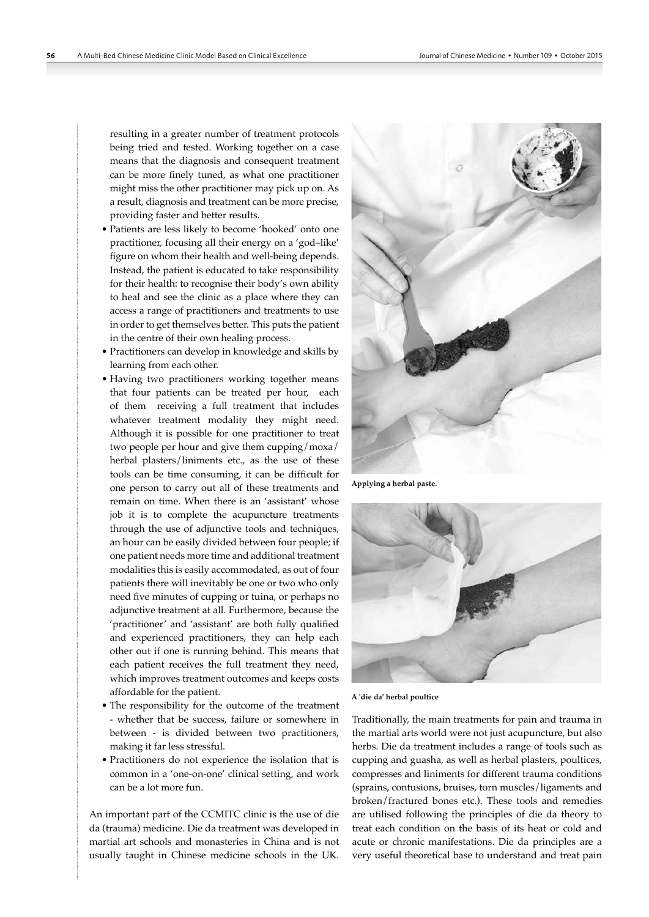resulting in a greater number of treatment protocols being tried and tested. Working together on a case means that the diagnosis and consequent treatment can be more finely tuned, as what one practitioner might miss the other practitioner may pick up on. As a result, diagnosis and treatment can be more precise, providing faster and better results.

- Patients are less likely to become 'hooked' onto one practitioner, focusing all their energy on a 'god–like' figure on whom their health and well-being depends. Instead, the patient is educated to take responsibility for their health: to recognise their body's own ability to heal and see the clinic as a place where they can access a range of practitioners and treatments to use in order to get themselves better. This puts the patient in the centre of their own healing process.
- Practitioners can develop in knowledge and skills by learning from each other.
- Having two practitioners working together means that four patients can be treated per hour, each of them receiving a full treatment that includes whatever treatment modality they might need. Although it is possible for one practitioner to treat two people per hour and give them cupping/moxa/herbal plasters/liniments etc., as the use of these tools can be time consuming, it can be difficult for one person to carry out all of these treatments and remain on time. When there is an 'assistant' whose job it is to complete the acupuncture treatments through the use of adjunctive tools and techniques, an hour can be easily divided between four people; if one patient needs more time and additional treatment modalities this is easily accommodated, as out of four patients there will inevitably be one or two who only need five minutes of cupping or tuina, or perhaps no adjunctive treatment at all. Furthermore, because the 'practitioner' and 'assistant' are both fully qualified and experienced practitioners, they can help each other out if one is running behind. This means that each patient receives the full treatment they need, which improves treatment outcomes and keeps costs affordable for the patient.
- The responsibility for the outcome of the treatment - whether that be success, failure or somewhere in between - is divided between two practitioners, making it far less stressful.
- Practitioners do not experience the isolation that is common in a 'one-on-one' clinical setting, and work can be a lot more fun.

An important part of the CCMITC clinic is the use of die da (trauma) medicine. Die da treatment was developed in martial art schools and monasteries in China and is not usually taught in Chinese medicine schools in the UK.

**Applying a herbal paste.**

**A 'die da' herbal poultice**

Traditionally, the main treatments for pain and trauma in the martial arts world were not just acupuncture, but also herbs. Die da treatment includes a range of tools such as cupping and guasha, as well as herbal plasters, poultices, compresses and liniments for different trauma conditions (sprains, contusions, bruises, torn muscles/ligaments and broken/fractured bones etc.). These tools and remedies are utilised following the principles of die da theory to treat each condition on the basis of its heat or cold and acute or chronic manifestations. Die da principles are a very useful theoretical base to understand and treat pain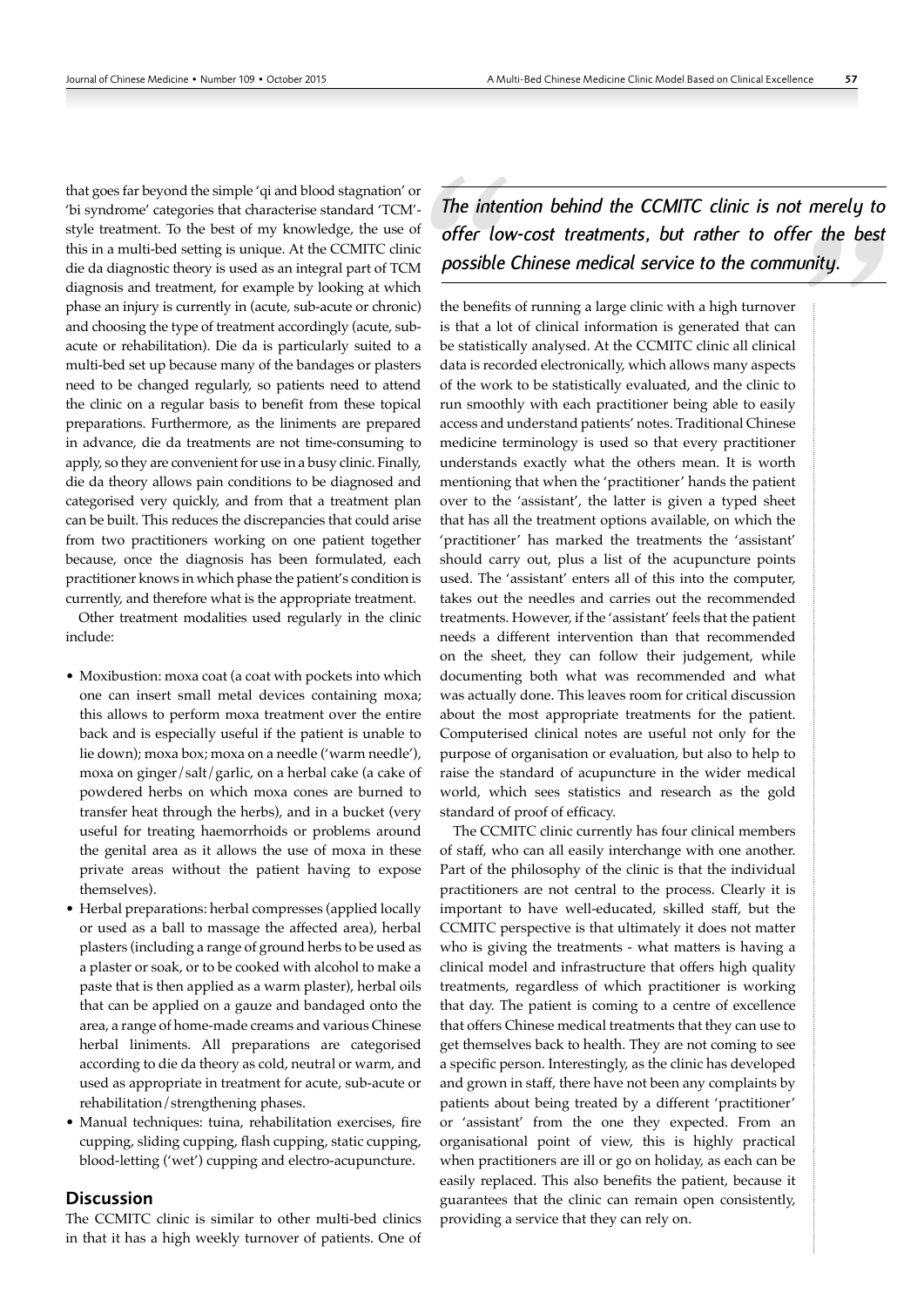that goes far beyond the simple 'qi and blood stagnation' or 'bi syndrome' categories that characterise standard 'TCM'-style treatment. To the best of my knowledge, the use of this in a multi-bed setting is unique. At the CCMITC clinic die da diagnostic theory is used as an integral part of TCM diagnosis and treatment, for example by looking at which phase an injury is currently in (acute, sub-acute or chronic) and choosing the type of treatment accordingly (acute, sub-acute or rehabilitation). Die da is particularly suited to a multi-bed set up because many of the bandages or plasters need to be changed regularly, so patients need to attend the clinic on a regular basis to benefit from these topical preparations. Furthermore, as the liniments are prepared in advance, die da treatments are not time-consuming to apply, so they are convenient for use in a busy clinic. Finally, die da theory allows pain conditions to be diagnosed and categorised very quickly, and from that a treatment plan can be built. This reduces the discrepancies that could arise from two practitioners working on one patient together because, once the diagnosis has been formulated, each practitioner knows in which phase the patient's condition is currently, and therefore what is the appropriate treatment.

Other treatment modalities used regularly in the clinic include:

- Moxibustion: moxa coat (a coat with pockets into which one can insert small metal devices containing moxa; this allows to perform moxa treatment over the entire back and is especially useful if the patient is unable to lie down); moxa box; moxa on a needle ('warm needle'), moxa on ginger/salt/garlic, on a herbal cake (a cake of powdered herbs on which moxa cones are burned to transfer heat through the herbs), and in a bucket (very useful for treating haemorrhoids or problems around the genital area as it allows the use of moxa in these private areas without the patient having to expose themselves).
- Herbal preparations: herbal compresses (applied locally or used as a ball to massage the affected area), herbal plasters (including a range of ground herbs to be used as a plaster or soak, or to be cooked with alcohol to make a paste that is then applied as a warm plaster), herbal oils that can be applied on a gauze and bandaged onto the area, a range of home-made creams and various Chinese herbal liniments. All preparations are categorised according to die da theory as cold, neutral or warm, and used as appropriate in treatment for acute, sub-acute or rehabilitation/strengthening phases.
- Manual techniques: tuina, rehabilitation exercises, fire cupping, sliding cupping, flash cupping, static cupping, blood-letting ('wet') cupping and electro-acupuncture.

## Discussion

The CCMITC clinic is similar to other multi-bed clinics in that it has a high weekly turnover of patients. One of the benefits of running a large clinic with a high turnover is that a lot of clinical information is generated that can be statistically analysed. At the CCMITC clinic all clinical data is recorded electronically, which allows many aspects of the work to be statistically evaluated, and the clinic to run smoothly with each practitioner being able to easily access and understand patients' notes. Traditional Chinese medicine terminology is used so that every practitioner understands exactly what the others mean. It is worth mentioning that when the 'practitioner' hands the patient over to the 'assistant', the latter is given a typed sheet that has all the treatment options available, on which the 'practitioner' has marked the treatments the 'assistant' should carry out, plus a list of the acupuncture points used. The 'assistant' enters all of this into the computer, takes out the needles and carries out the recommended treatments. However, if the 'assistant' feels that the patient needs a different intervention than that recommended on the sheet, they can follow their judgement, while documenting both what was recommended and what was actually done. This leaves room for critical discussion about the most appropriate treatments for the patient. Computerised clinical notes are useful not only for the purpose of organisation or evaluation, but also to help to raise the standard of acupuncture in the wider medical world, which sees statistics and research as the gold standard of proof of efficacy.

> *The intention behind the CCMITC clinic is not merely to offer low-cost treatments, but rather to offer the best possible Chinese medical service to the community.*

The CCMITC clinic currently has four clinical members of staff, who can all easily interchange with one another. Part of the philosophy of the clinic is that the individual practitioners are not central to the process. Clearly it is important to have well-educated, skilled staff, but the CCMITC perspective is that ultimately it does not matter who is giving the treatments - what matters is having a clinical model and infrastructure that offers high quality treatments, regardless of which practitioner is working that day. The patient is coming to a centre of excellence that offers Chinese medical treatments that they can use to get themselves back to health. They are not coming to see a specific person. Interestingly, as the clinic has developed and grown in staff, there have not been any complaints by patients about being treated by a different 'practitioner' or 'assistant' from the one they expected. From an organisational point of view, this is highly practical when practitioners are ill or go on holiday, as each can be easily replaced. This also benefits the patient, because it guarantees that the clinic can remain open consistently, providing a service that they can rely on.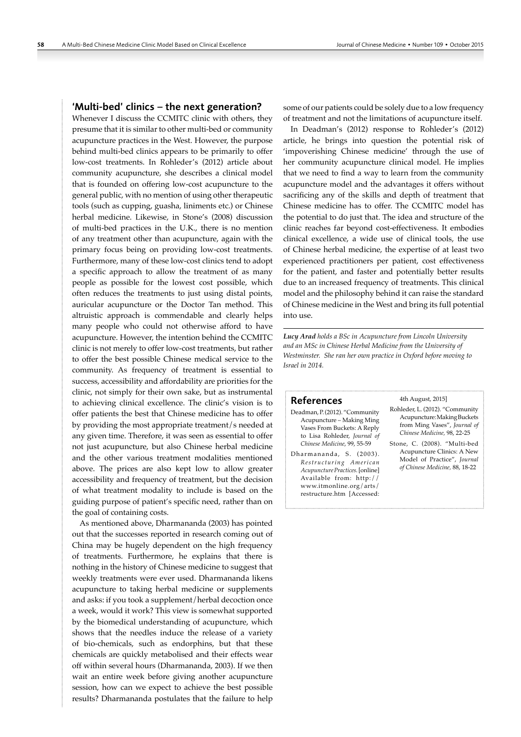## 'Multi-bed' clinics – the next generation?

Whenever I discuss the CCMITC clinic with others, they presume that it is similar to other multi-bed or community acupuncture practices in the West. However, the purpose behind multi-bed clinics appears to be primarily to offer low-cost treatments. In Rohleder's (2012) article about community acupuncture, she describes a clinical model that is founded on offering low-cost acupuncture to the general public, with no mention of using other therapeutic tools (such as cupping, guasha, liniments etc.) or Chinese herbal medicine. Likewise, in Stone's (2008) discussion of multi-bed practices in the U.K., there is no mention of any treatment other than acupuncture, again with the primary focus being on providing low-cost treatments. Furthermore, many of these low-cost clinics tend to adopt a specific approach to allow the treatment of as many people as possible for the lowest cost possible, which often reduces the treatments to just using distal points, auricular acupuncture or the Doctor Tan method. This altruistic approach is commendable and clearly helps many people who could not otherwise afford to have acupuncture. However, the intention behind the CCMITC clinic is not merely to offer low-cost treatments, but rather to offer the best possible Chinese medical service to the community. As frequency of treatment is essential to success, accessibility and affordability are priorities for the clinic, not simply for their own sake, but as instrumental to achieving clinical excellence. The clinic's vision is to offer patients the best that Chinese medicine has to offer by providing the most appropriate treatment/s needed at any given time. Therefore, it was seen as essential to offer not just acupuncture, but also Chinese herbal medicine and the other various treatment modalities mentioned above. The prices are also kept low to allow greater accessibility and frequency of treatment, but the decision of what treatment modality to include is based on the guiding purpose of patient's specific need, rather than on the goal of containing costs.

As mentioned above, Dharmananda (2003) has pointed out that the successes reported in research coming out of China may be hugely dependent on the high frequency of treatments. Furthermore, he explains that there is nothing in the history of Chinese medicine to suggest that weekly treatments were ever used. Dharmananda likens acupuncture to taking herbal medicine or supplements and asks: if you took a supplement/herbal decoction once a week, would it work? This view is somewhat supported by the biomedical understanding of acupuncture, which shows that the needles induce the release of a variety of bio-chemicals, such as endorphins, but that these chemicals are quickly metabolised and their effects wear off within several hours (Dharmananda, 2003). If we then wait an entire week before giving another acupuncture session, how can we expect to achieve the best possible results? Dharmananda postulates that the failure to help some of our patients could be solely due to a low frequency of treatment and not the limitations of acupuncture itself.

In Deadman's (2012) response to Rohleder's (2012) article, he brings into question the potential risk of 'impoverishing Chinese medicine' through the use of her community acupuncture clinical model. He implies that we need to find a way to learn from the community acupuncture model and the advantages it offers without sacrificing any of the skills and depth of treatment that Chinese medicine has to offer. The CCMITC model has the potential to do just that. The idea and structure of the clinic reaches far beyond cost-effectiveness. It embodies clinical excellence, a wide use of clinical tools, the use of Chinese herbal medicine, the expertise of at least two experienced practitioners per patient, cost effectiveness for the patient, and faster and potentially better results due to an increased frequency of treatments. This clinical model and the philosophy behind it can raise the standard of Chinese medicine in the West and bring its full potential into use.

***Lucy Arad** holds a BSc in Acupuncture from Lincoln University and an MSc in Chinese Herbal Medicine from the University of Westminster. She ran her own practice in Oxford before moving to Israel in 2014.*

## References

Deadman, P. (2012). "Community Acupuncture – Making Ming Vases From Buckets: A Reply to Lisa Rohleder, *Journal of Chinese Medicine*, 99, 55-59

Dharmananda, S. (2003). *Restructuring American Acupuncture Practices.* [online] Available from: http://www.itmonline.org/arts/restructure.htm [Accessed: 4th August, 2015]

Rohleder, L. (2012). "Community Acupuncture: Making Buckets from Ming Vases", *Journal of Chinese Medicine*, 98, 22-25

Stone, C. (2008). "Multi-bed Acupuncture Clinics: A New Model of Practice", *Journal of Chinese Medicine*, 88, 18-22